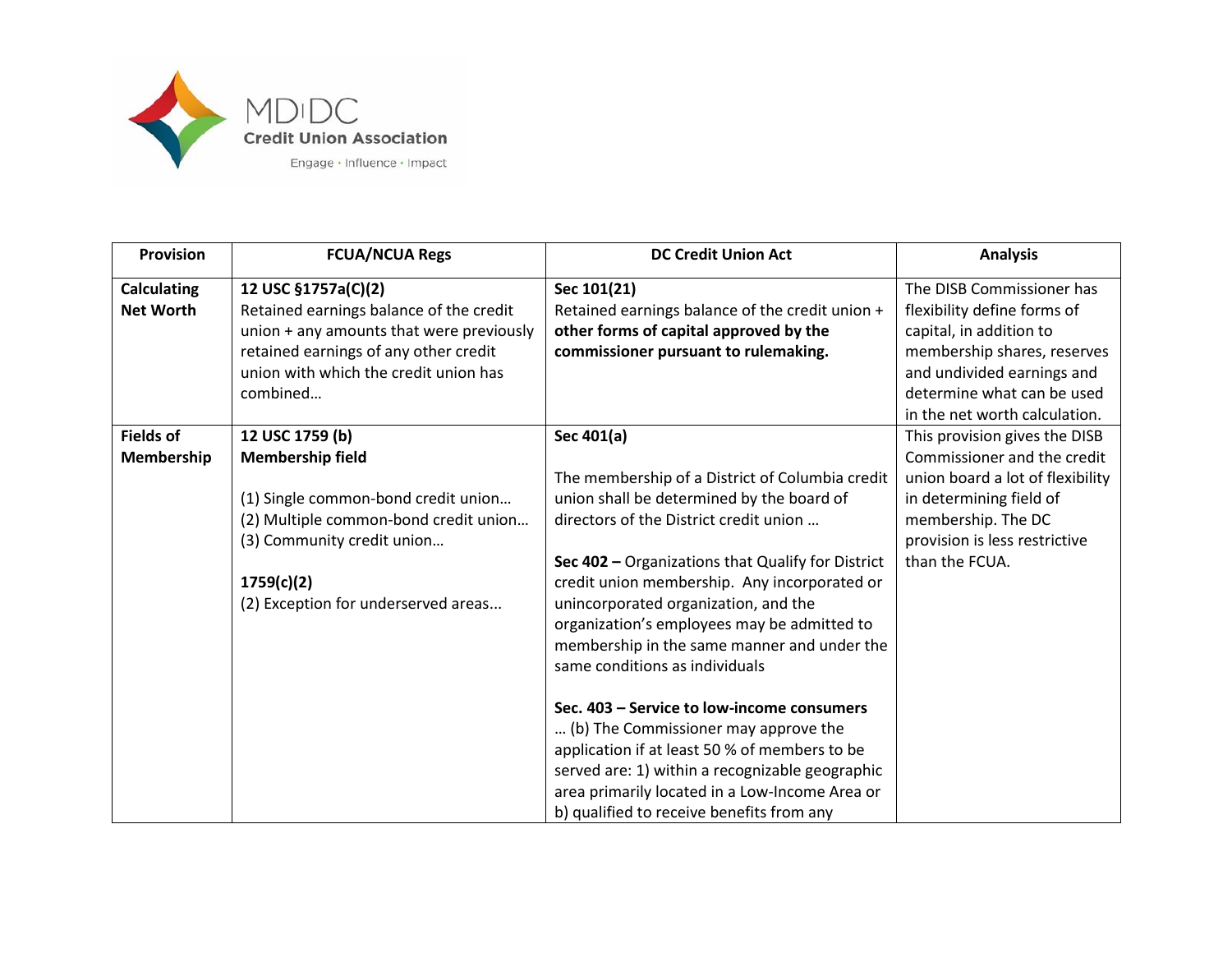MD|DC Credit Union Association

Engage · Influence · Impact

| Provision | FCUA/NCUA Regs | DC Credit Union Act | Analysis |
|---|---|---|---|
| **Calculating Net Worth** | **12 USC §1757a(C)(2)**<br>Retained earnings balance of the credit union + any amounts that were previously retained earnings of any other credit union with which the credit union has combined… | **Sec 101(21)**<br>Retained earnings balance of the credit union + **other forms of capital approved by the commissioner pursuant to rulemaking.** | The DISB Commissioner has flexibility define forms of capital, in addition to membership shares, reserves and undivided earnings and determine what can be used in the net worth calculation. |
| **Fields of Membership** | **12 USC 1759 (b)**<br>**Membership field**<br><br>(1) Single common-bond credit union…<br>(2) Multiple common-bond credit union…<br>(3) Community credit union…<br><br>**1759(c)(2)**<br>(2) Exception for underserved areas... | **Sec 401(a)**<br><br>The membership of a District of Columbia credit union shall be determined by the board of directors of the District credit union …<br><br>**Sec 402 –** Organizations that Qualify for District credit union membership. Any incorporated or unincorporated organization, and the organization's employees may be admitted to membership in the same manner and under the same conditions as individuals<br><br>**Sec. 403 – Service to low-income consumers**<br>… (b) The Commissioner may approve the application if at least 50 % of members to be served are: 1) within a recognizable geographic area primarily located in a Low-Income Area or b) qualified to receive benefits from any | This provision gives the DISB Commissioner and the credit union board a lot of flexibility in determining field of membership. The DC provision is less restrictive than the FCUA. |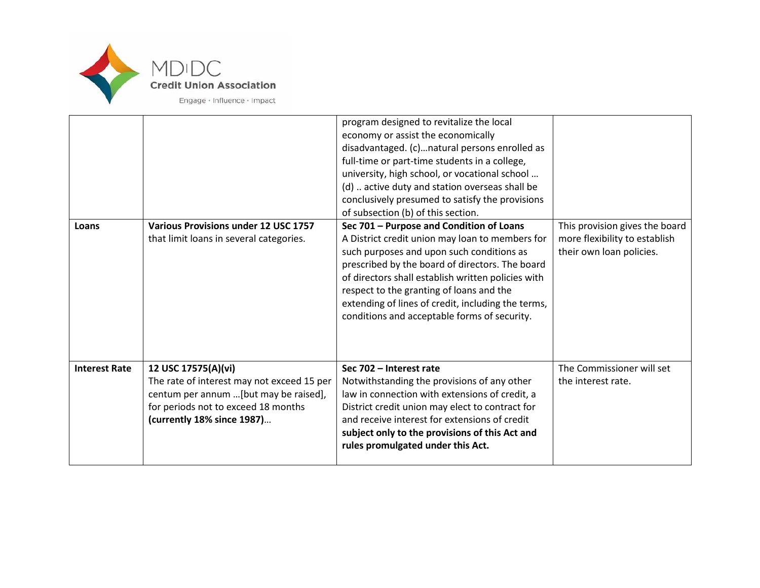| | | | |
|---|---|---|---|
| | | program designed to revitalize the local economy or assist the economically disadvantaged. (c)…natural persons enrolled as full-time or part-time students in a college, university, high school, or vocational school … (d) .. active duty and station overseas shall be conclusively presumed to satisfy the provisions of subsection (b) of this section. | |
| **Loans** | **Various Provisions under 12 USC 1757** that limit loans in several categories. | **Sec 701 – Purpose and Condition of Loans** A District credit union may loan to members for such purposes and upon such conditions as prescribed by the board of directors. The board of directors shall establish written policies with respect to the granting of loans and the extending of lines of credit, including the terms, conditions and acceptable forms of security. | This provision gives the board more flexibility to establish their own loan policies. |
| **Interest Rate** | **12 USC 17575(A)(vi)** The rate of interest may not exceed 15 per centum per annum …[but may be raised], for periods not to exceed 18 months **(currently 18% since 1987)**… | **Sec 702 – Interest rate** Notwithstanding the provisions of any other law in connection with extensions of credit, a District credit union may elect to contract for and receive interest for extensions of credit **subject only to the provisions of this Act and rules promulgated under this Act.** | The Commissioner will set the interest rate. |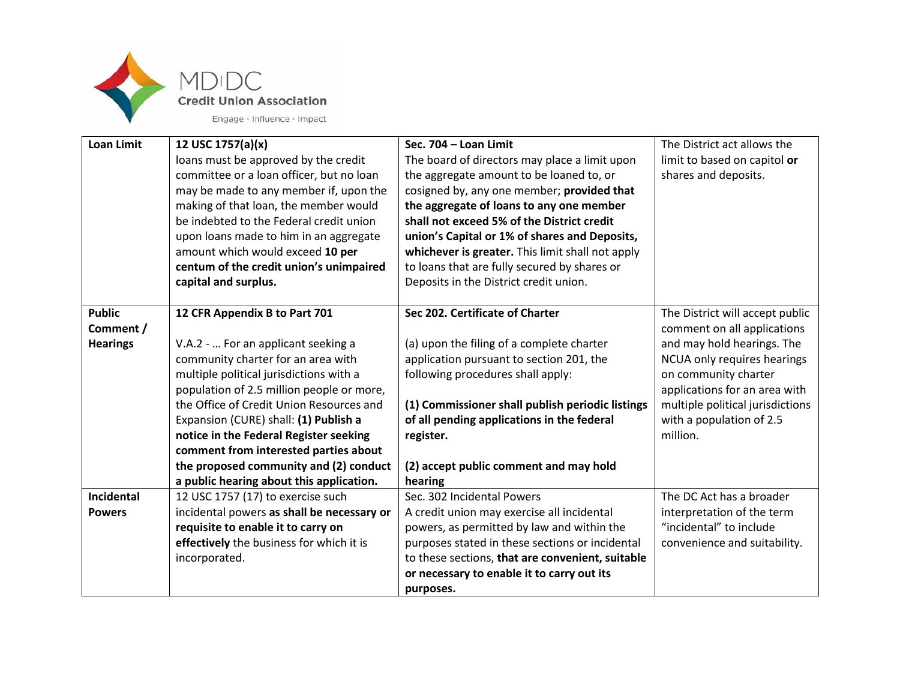| Loan Limit | 12 USC 1757(a)(x)<br>loans must be approved by the credit committee or a loan officer, but no loan may be made to any member if, upon the making of that loan, the member would be indebted to the Federal credit union upon loans made to him in an aggregate amount which would exceed **10 per centum of the credit union's unimpaired capital and surplus.** | **Sec. 704 – Loan Limit**<br>The board of directors may place a limit upon the aggregate amount to be loaned to, or cosigned by, any one member; **provided that the aggregate of loans to any one member shall not exceed 5% of the District credit union's Capital or 1% of shares and Deposits, whichever is greater.** This limit shall not apply to loans that are fully secured by shares or Deposits in the District credit union. | The District act allows the limit to based on capitol **or** shares and deposits. |
|---|---|---|---|
| **Public Comment / Hearings** | **12 CFR Appendix B to Part 701**<br><br>V.A.2 - … For an applicant seeking a community charter for an area with multiple political jurisdictions with a population of 2.5 million people or more, the Office of Credit Union Resources and Expansion (CURE) shall: **(1) Publish a notice in the Federal Register seeking comment from interested parties about the proposed community and (2) conduct a public hearing about this application.** | **Sec 202. Certificate of Charter**<br><br>(a) upon the filing of a complete charter application pursuant to section 201, the following procedures shall apply:<br><br>**(1) Commissioner shall publish periodic listings of all pending applications in the federal register.**<br><br>**(2) accept public comment and may hold hearing** | The District will accept public comment on all applications and may hold hearings. The NCUA only requires hearings on community charter applications for an area with multiple political jurisdictions with a population of 2.5 million. |
| **Incidental Powers** | 12 USC 1757 (17) to exercise such incidental powers **as shall be necessary or requisite to enable it to carry on effectively** the business for which it is incorporated. | Sec. 302 Incidental Powers<br>A credit union may exercise all incidental powers, as permitted by law and within the purposes stated in these sections or incidental to these sections, **that are convenient, suitable or necessary to enable it to carry out its purposes.** | The DC Act has a broader interpretation of the term "incidental" to include convenience and suitability. |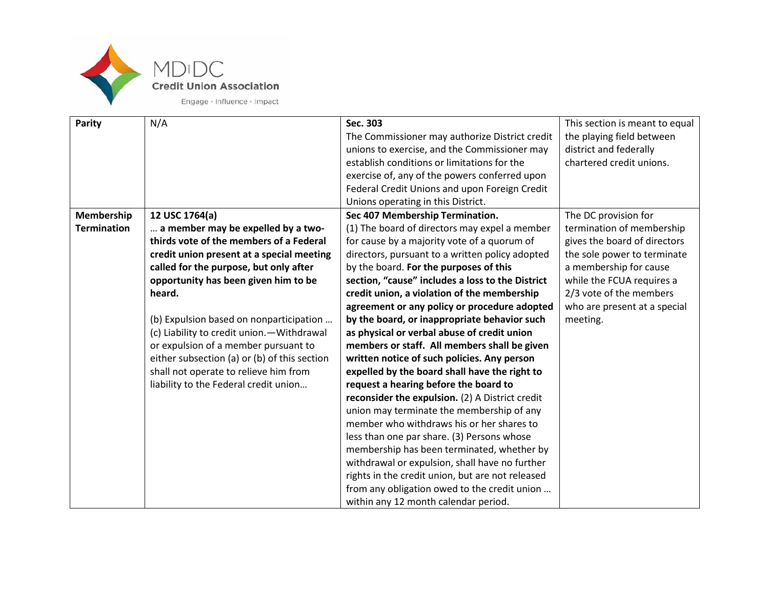| Parity | N/A | **Sec. 303**<br>The Commissioner may authorize District credit unions to exercise, and the Commissioner may establish conditions or limitations for the exercise of, any of the powers conferred upon Federal Credit Unions and upon Foreign Credit Unions operating in this District. | This section is meant to equal the playing field between district and federally chartered credit unions. |
|---|---|---|---|
| **Membership Termination** | **12 USC 1764(a)**<br>**… a member may be expelled by a two-thirds vote of the members of a Federal credit union present at a special meeting called for the purpose, but only after opportunity has been given him to be heard.**<br><br>(b) Expulsion based on nonparticipation …<br>(c) Liability to credit union.—Withdrawal or expulsion of a member pursuant to either subsection (a) or (b) of this section shall not operate to relieve him from liability to the Federal credit union… | **Sec 407 Membership Termination.**<br>(1) The board of directors may expel a member for cause by a majority vote of a quorum of directors, pursuant to a written policy adopted by the board. **For the purposes of this section, "cause" includes a loss to the District credit union, a violation of the membership agreement or any policy or procedure adopted by the board, or inappropriate behavior such as physical or verbal abuse of credit union members or staff. All members shall be given written notice of such policies. Any person expelled by the board shall have the right to request a hearing before the board to reconsider the expulsion.** (2) A District credit union may terminate the membership of any member who withdraws his or her shares to less than one par share. (3) Persons whose membership has been terminated, whether by withdrawal or expulsion, shall have no further rights in the credit union, but are not released from any obligation owed to the credit union … within any 12 month calendar period. | The DC provision for termination of membership gives the board of directors the sole power to terminate a membership for cause while the FCUA requires a 2/3 vote of the members who are present at a special meeting. |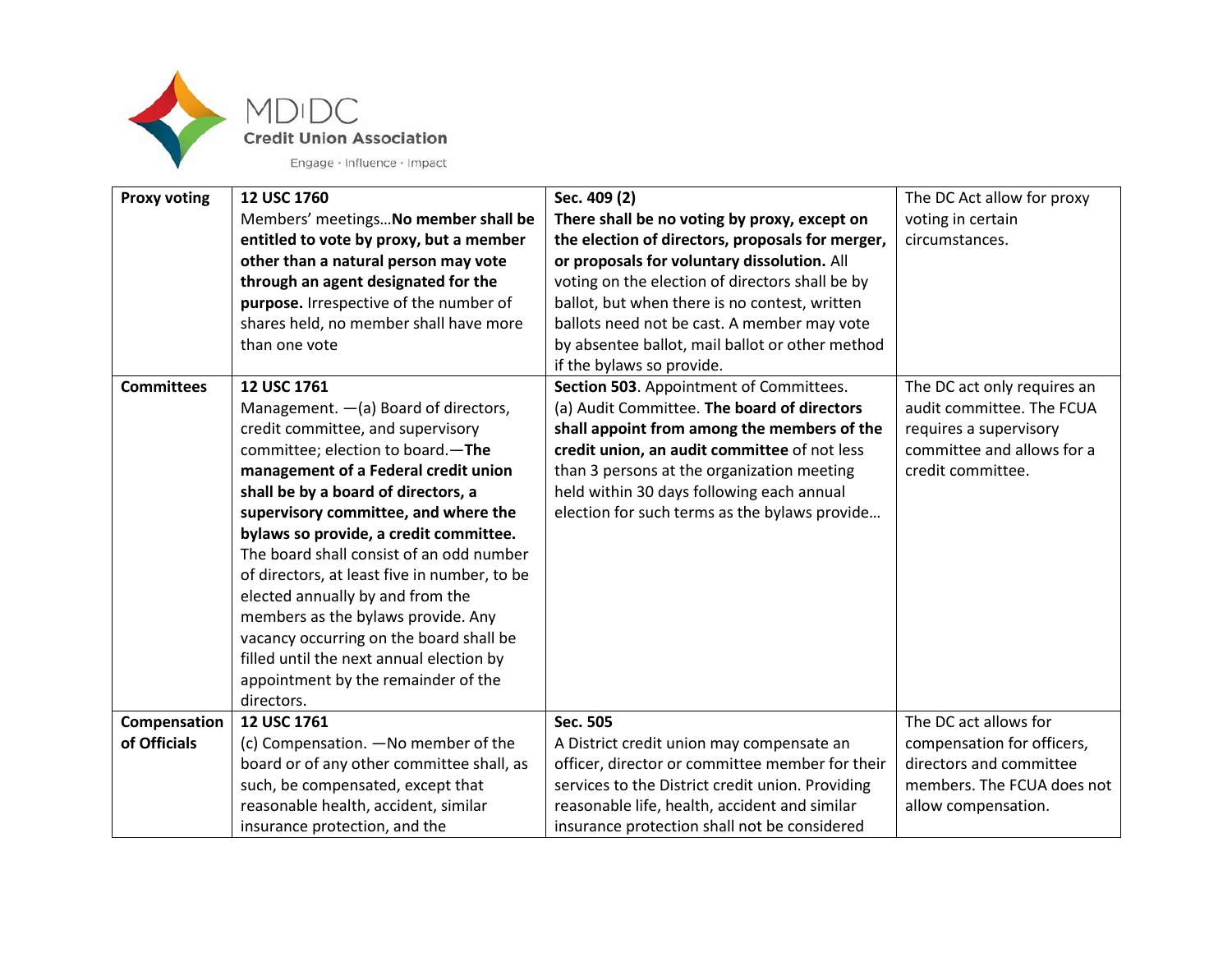| Proxy voting | **12 USC 1760**<br>Members' meetings…**No member shall be entitled to vote by proxy, but a member other than a natural person may vote through an agent designated for the purpose.** Irrespective of the number of shares held, no member shall have more than one vote | **Sec. 409 (2)**<br>**There shall be no voting by proxy, except on the election of directors, proposals for merger, or proposals for voluntary dissolution.** All voting on the election of directors shall be by ballot, but when there is no contest, written ballots need not be cast. A member may vote by absentee ballot, mail ballot or other method if the bylaws so provide. | The DC Act allow for proxy voting in certain circumstances. |
|---|---|---|---|
| **Committees** | **12 USC 1761**<br>Management. —(a) Board of directors, credit committee, and supervisory committee; election to board.—**The management of a Federal credit union shall be by a board of directors, a supervisory committee, and where the bylaws so provide, a credit committee.** The board shall consist of an odd number of directors, at least five in number, to be elected annually by and from the members as the bylaws provide. Any vacancy occurring on the board shall be filled until the next annual election by appointment by the remainder of the directors. | **Section 503**. Appointment of Committees.<br>(a) Audit Committee. **The board of directors shall appoint from among the members of the credit union, an audit committee** of not less than 3 persons at the organization meeting held within 30 days following each annual election for such terms as the bylaws provide… | The DC act only requires an audit committee. The FCUA requires a supervisory committee and allows for a credit committee. |
| **Compensation of Officials** | **12 USC 1761**<br>(c) Compensation. —No member of the board or of any other committee shall, as such, be compensated, except that reasonable health, accident, similar insurance protection, and the | **Sec. 505**<br>A District credit union may compensate an officer, director or committee member for their services to the District credit union. Providing reasonable life, health, accident and similar insurance protection shall not be considered | The DC act allows for compensation for officers, directors and committee members. The FCUA does not allow compensation. |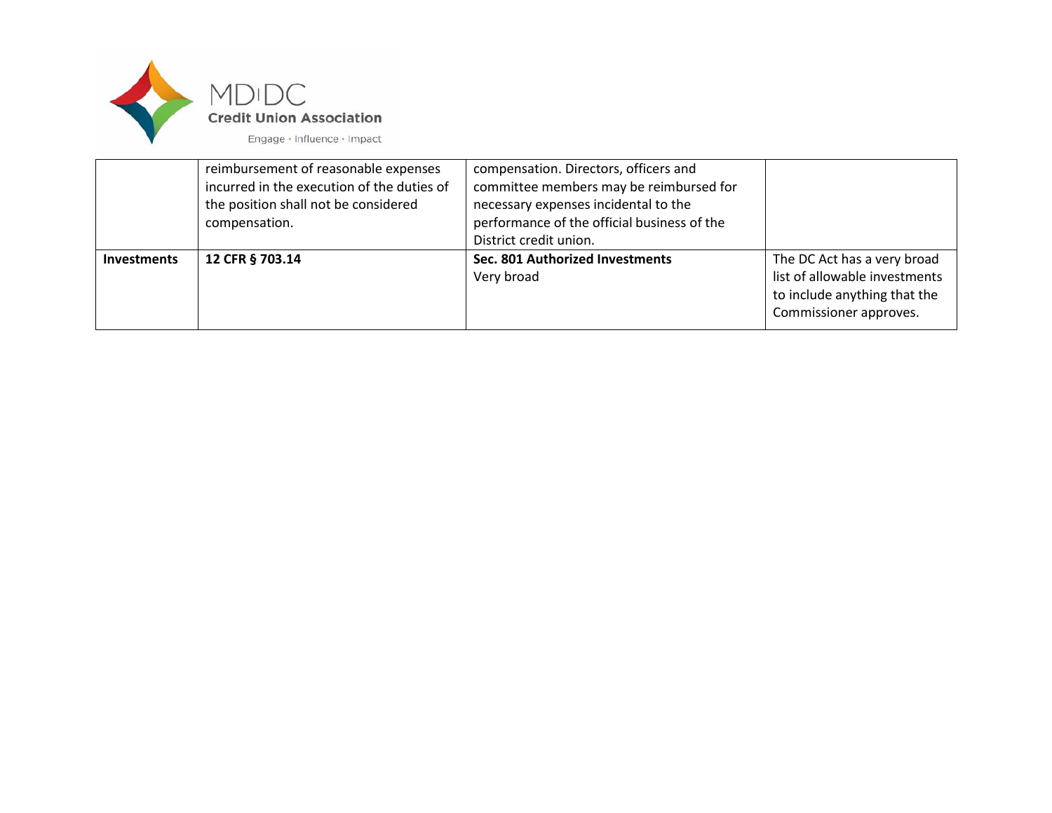| | | | |
|---|---|---|---|
| | reimbursement of reasonable expenses incurred in the execution of the duties of the position shall not be considered compensation. | compensation. Directors, officers and committee members may be reimbursed for necessary expenses incidental to the performance of the official business of the District credit union. | |
| **Investments** | **12 CFR § 703.14** | **Sec. 801 Authorized Investments** Very broad | The DC Act has a very broad list of allowable investments to include anything that the Commissioner approves. |